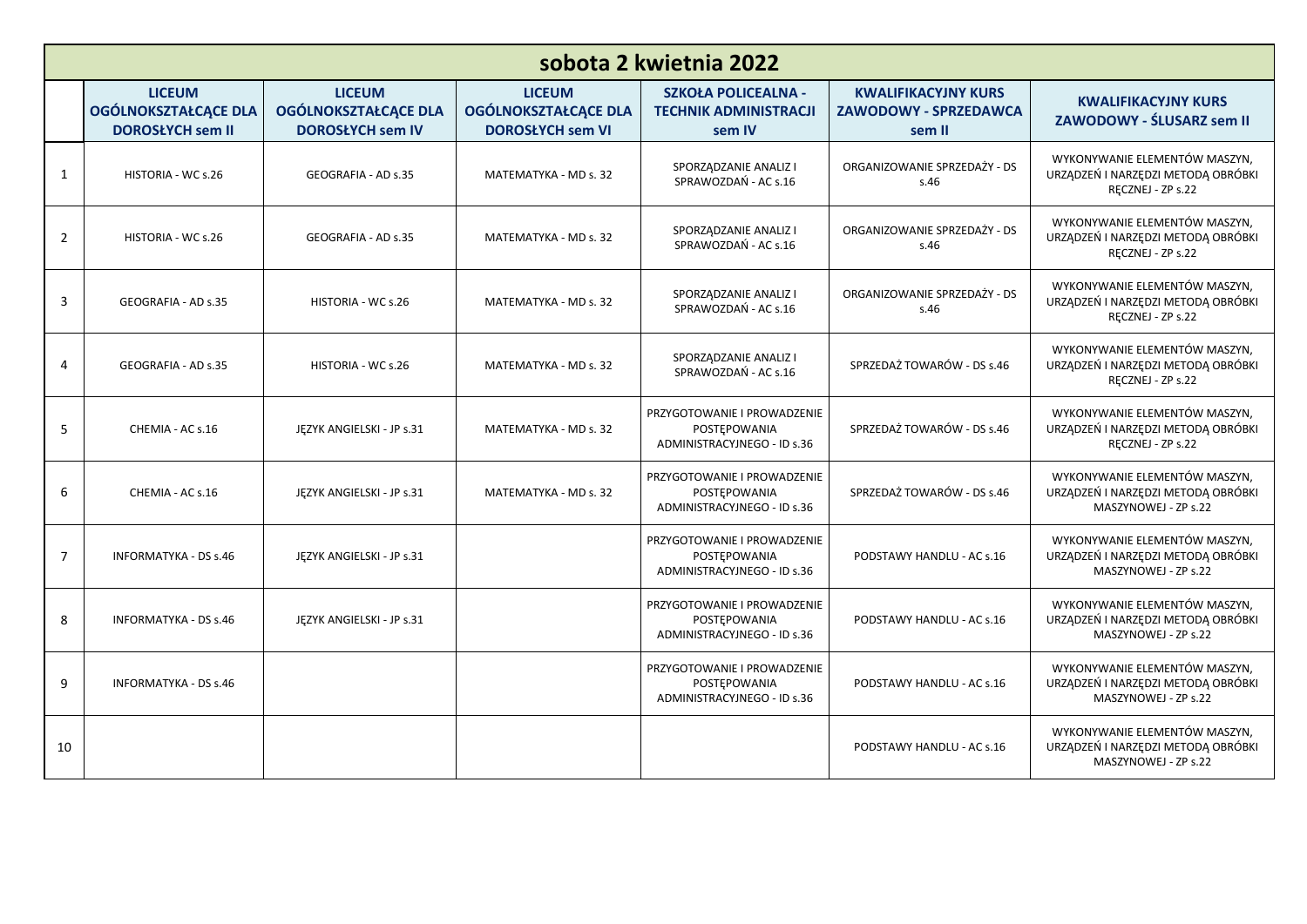| sobota 2 kwietnia 2022 | | | | | | |
|---|---|---|---|---|---|---|
| | **LICEUM OGÓLNOKSZTAŁCĄCE DLA DOROSŁYCH sem II** | **LICEUM OGÓLNOKSZTAŁCĄCE DLA DOROSŁYCH sem IV** | **LICEUM OGÓLNOKSZTAŁCĄCE DLA DOROSŁYCH sem VI** | **SZKOŁA POLICEALNA - TECHNIK ADMINISTRACJI sem IV** | **KWALIFIKACYJNY KURS ZAWODOWY - SPRZEDAWCA sem II** | **KWALIFIKACYJNY KURS ZAWODOWY - ŚLUSARZ sem II** |
| 1 | HISTORIA - WC s.26 | GEOGRAFIA - AD s.35 | MATEMATYKA - MD s. 32 | SPORZĄDZANIE ANALIZ I SPRAWOZDAŃ - AC s.16 | ORGANIZOWANIE SPRZEDAŻY - DS s.46 | WYKONYWANIE ELEMENTÓW MASZYN, URZĄDZEŃ I NARZĘDZI METODĄ OBRÓBKI RĘCZNEJ - ZP s.22 |
| 2 | HISTORIA - WC s.26 | GEOGRAFIA - AD s.35 | MATEMATYKA - MD s. 32 | SPORZĄDZANIE ANALIZ I SPRAWOZDAŃ - AC s.16 | ORGANIZOWANIE SPRZEDAŻY - DS s.46 | WYKONYWANIE ELEMENTÓW MASZYN, URZĄDZEŃ I NARZĘDZI METODĄ OBRÓBKI RĘCZNEJ - ZP s.22 |
| 3 | GEOGRAFIA - AD s.35 | HISTORIA - WC s.26 | MATEMATYKA - MD s. 32 | SPORZĄDZANIE ANALIZ I SPRAWOZDAŃ - AC s.16 | ORGANIZOWANIE SPRZEDAŻY - DS s.46 | WYKONYWANIE ELEMENTÓW MASZYN, URZĄDZEŃ I NARZĘDZI METODĄ OBRÓBKI RĘCZNEJ - ZP s.22 |
| 4 | GEOGRAFIA - AD s.35 | HISTORIA - WC s.26 | MATEMATYKA - MD s. 32 | SPORZĄDZANIE ANALIZ I SPRAWOZDAŃ - AC s.16 | SPRZEDAŻ TOWARÓW - DS s.46 | WYKONYWANIE ELEMENTÓW MASZYN, URZĄDZEŃ I NARZĘDZI METODĄ OBRÓBKI RĘCZNEJ - ZP s.22 |
| 5 | CHEMIA - AC s.16 | JĘZYK ANGIELSKI - JP s.31 | MATEMATYKA - MD s. 32 | PRZYGOTOWANIE I PROWADZENIE POSTĘPOWANIA ADMINISTRACYJNEGO - ID s.36 | SPRZEDAŻ TOWARÓW - DS s.46 | WYKONYWANIE ELEMENTÓW MASZYN, URZĄDZEŃ I NARZĘDZI METODĄ OBRÓBKI RĘCZNEJ - ZP s.22 |
| 6 | CHEMIA - AC s.16 | JĘZYK ANGIELSKI - JP s.31 | MATEMATYKA - MD s. 32 | PRZYGOTOWANIE I PROWADZENIE POSTĘPOWANIA ADMINISTRACYJNEGO - ID s.36 | SPRZEDAŻ TOWARÓW - DS s.46 | WYKONYWANIE ELEMENTÓW MASZYN, URZĄDZEŃ I NARZĘDZI METODĄ OBRÓBKI MASZYNOWEJ - ZP s.22 |
| 7 | INFORMATYKA - DS s.46 | JĘZYK ANGIELSKI - JP s.31 | | PRZYGOTOWANIE I PROWADZENIE POSTĘPOWANIA ADMINISTRACYJNEGO - ID s.36 | PODSTAWY HANDLU - AC s.16 | WYKONYWANIE ELEMENTÓW MASZYN, URZĄDZEŃ I NARZĘDZI METODĄ OBRÓBKI MASZYNOWEJ - ZP s.22 |
| 8 | INFORMATYKA - DS s.46 | JĘZYK ANGIELSKI - JP s.31 | | PRZYGOTOWANIE I PROWADZENIE POSTĘPOWANIA ADMINISTRACYJNEGO - ID s.36 | PODSTAWY HANDLU - AC s.16 | WYKONYWANIE ELEMENTÓW MASZYN, URZĄDZEŃ I NARZĘDZI METODĄ OBRÓBKI MASZYNOWEJ - ZP s.22 |
| 9 | INFORMATYKA - DS s.46 | | | PRZYGOTOWANIE I PROWADZENIE POSTĘPOWANIA ADMINISTRACYJNEGO - ID s.36 | PODSTAWY HANDLU - AC s.16 | WYKONYWANIE ELEMENTÓW MASZYN, URZĄDZEŃ I NARZĘDZI METODĄ OBRÓBKI MASZYNOWEJ - ZP s.22 |
| 10 | | | | | PODSTAWY HANDLU - AC s.16 | WYKONYWANIE ELEMENTÓW MASZYN, URZĄDZEŃ I NARZĘDZI METODĄ OBRÓBKI MASZYNOWEJ - ZP s.22 |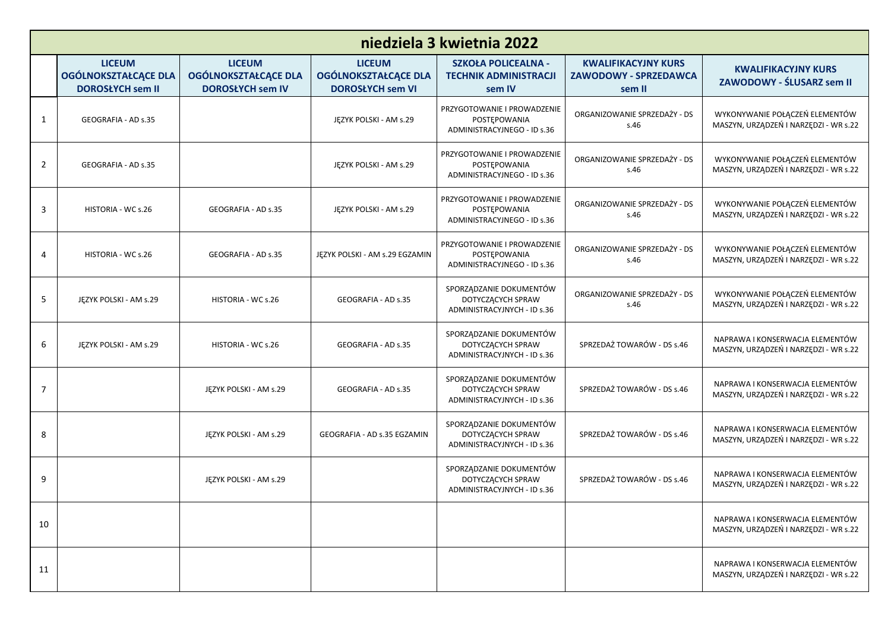# niedziela 3 kwietnia 2022

| | LICEUM OGÓLNOKSZTAŁCĄCE DLA DOROSŁYCH sem II | LICEUM OGÓLNOKSZTAŁCĄCE DLA DOROSŁYCH sem IV | LICEUM OGÓLNOKSZTAŁCĄCE DLA DOROSŁYCH sem VI | SZKOŁA POLICEALNA - TECHNIK ADMINISTRACJI sem IV | KWALIFIKACYJNY KURS ZAWODOWY - SPRZEDAWCA sem II | KWALIFIKACYJNY KURS ZAWODOWY - ŚLUSARZ sem II |
|---|---|---|---|---|---|---|
| 1 | GEOGRAFIA - AD s.35 | | JĘZYK POLSKI - AM s.29 | PRZYGOTOWANIE I PROWADZENIE POSTĘPOWANIA ADMINISTRACYJNEGO - ID s.36 | ORGANIZOWANIE SPRZEDAŻY - DS s.46 | WYKONYWANIE POŁĄCZEŃ ELEMENTÓW MASZYN, URZĄDZEŃ I NARZĘDZI - WR s.22 |
| 2 | GEOGRAFIA - AD s.35 | | JĘZYK POLSKI - AM s.29 | PRZYGOTOWANIE I PROWADZENIE POSTĘPOWANIA ADMINISTRACYJNEGO - ID s.36 | ORGANIZOWANIE SPRZEDAŻY - DS s.46 | WYKONYWANIE POŁĄCZEŃ ELEMENTÓW MASZYN, URZĄDZEŃ I NARZĘDZI - WR s.22 |
| 3 | HISTORIA - WC s.26 | GEOGRAFIA - AD s.35 | JĘZYK POLSKI - AM s.29 | PRZYGOTOWANIE I PROWADZENIE POSTĘPOWANIA ADMINISTRACYJNEGO - ID s.36 | ORGANIZOWANIE SPRZEDAŻY - DS s.46 | WYKONYWANIE POŁĄCZEŃ ELEMENTÓW MASZYN, URZĄDZEŃ I NARZĘDZI - WR s.22 |
| 4 | HISTORIA - WC s.26 | GEOGRAFIA - AD s.35 | JĘZYK POLSKI - AM s.29 EGZAMIN | PRZYGOTOWANIE I PROWADZENIE POSTĘPOWANIA ADMINISTRACYJNEGO - ID s.36 | ORGANIZOWANIE SPRZEDAŻY - DS s.46 | WYKONYWANIE POŁĄCZEŃ ELEMENTÓW MASZYN, URZĄDZEŃ I NARZĘDZI - WR s.22 |
| 5 | JĘZYK POLSKI - AM s.29 | HISTORIA - WC s.26 | GEOGRAFIA - AD s.35 | SPORZĄDZANIE DOKUMENTÓW DOTYCZĄCYCH SPRAW ADMINISTRACYJNYCH - ID s.36 | ORGANIZOWANIE SPRZEDAŻY - DS s.46 | WYKONYWANIE POŁĄCZEŃ ELEMENTÓW MASZYN, URZĄDZEŃ I NARZĘDZI - WR s.22 |
| 6 | JĘZYK POLSKI - AM s.29 | HISTORIA - WC s.26 | GEOGRAFIA - AD s.35 | SPORZĄDZANIE DOKUMENTÓW DOTYCZĄCYCH SPRAW ADMINISTRACYJNYCH - ID s.36 | SPRZEDAŻ TOWARÓW - DS s.46 | NAPRAWA I KONSERWACJA ELEMENTÓW MASZYN, URZĄDZEŃ I NARZĘDZI - WR s.22 |
| 7 | | JĘZYK POLSKI - AM s.29 | GEOGRAFIA - AD s.35 | SPORZĄDZANIE DOKUMENTÓW DOTYCZĄCYCH SPRAW ADMINISTRACYJNYCH - ID s.36 | SPRZEDAŻ TOWARÓW - DS s.46 | NAPRAWA I KONSERWACJA ELEMENTÓW MASZYN, URZĄDZEŃ I NARZĘDZI - WR s.22 |
| 8 | | JĘZYK POLSKI - AM s.29 | GEOGRAFIA - AD s.35 EGZAMIN | SPORZĄDZANIE DOKUMENTÓW DOTYCZĄCYCH SPRAW ADMINISTRACYJNYCH - ID s.36 | SPRZEDAŻ TOWARÓW - DS s.46 | NAPRAWA I KONSERWACJA ELEMENTÓW MASZYN, URZĄDZEŃ I NARZĘDZI - WR s.22 |
| 9 | | JĘZYK POLSKI - AM s.29 | | SPORZĄDZANIE DOKUMENTÓW DOTYCZĄCYCH SPRAW ADMINISTRACYJNYCH - ID s.36 | SPRZEDAŻ TOWARÓW - DS s.46 | NAPRAWA I KONSERWACJA ELEMENTÓW MASZYN, URZĄDZEŃ I NARZĘDZI - WR s.22 |
| 10 | | | | | | NAPRAWA I KONSERWACJA ELEMENTÓW MASZYN, URZĄDZEŃ I NARZĘDZI - WR s.22 |
| 11 | | | | | | NAPRAWA I KONSERWACJA ELEMENTÓW MASZYN, URZĄDZEŃ I NARZĘDZI - WR s.22 |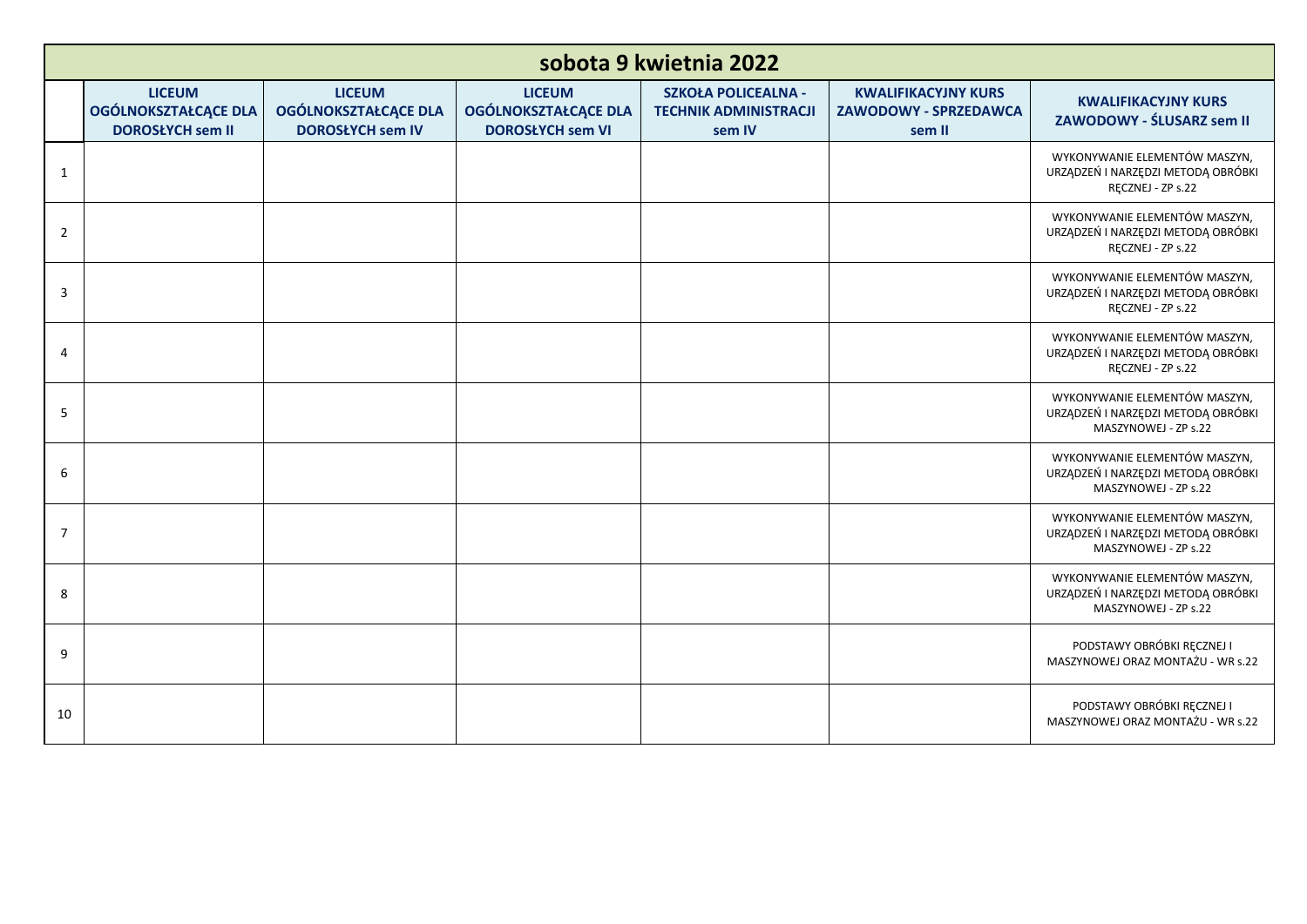| sobota 9 kwietnia 2022 | | | | | | |
|---|---|---|---|---|---|---|
| | **LICEUM OGÓLNOKSZTAŁCĄCE DLA DOROSŁYCH sem II** | **LICEUM OGÓLNOKSZTAŁCĄCE DLA DOROSŁYCH sem IV** | **LICEUM OGÓLNOKSZTAŁCĄCE DLA DOROSŁYCH sem VI** | **SZKOŁA POLICEALNA - TECHNIK ADMINISTRACJI sem IV** | **KWALIFIKACYJNY KURS ZAWODOWY - SPRZEDAWCA sem II** | **KWALIFIKACYJNY KURS ZAWODOWY - ŚLUSARZ sem II** |
| 1 | | | | | | WYKONYWANIE ELEMENTÓW MASZYN, URZĄDZEŃ I NARZĘDZI METODĄ OBRÓBKI RĘCZNEJ - ZP s.22 |
| 2 | | | | | | WYKONYWANIE ELEMENTÓW MASZYN, URZĄDZEŃ I NARZĘDZI METODĄ OBRÓBKI RĘCZNEJ - ZP s.22 |
| 3 | | | | | | WYKONYWANIE ELEMENTÓW MASZYN, URZĄDZEŃ I NARZĘDZI METODĄ OBRÓBKI RĘCZNEJ - ZP s.22 |
| 4 | | | | | | WYKONYWANIE ELEMENTÓW MASZYN, URZĄDZEŃ I NARZĘDZI METODĄ OBRÓBKI RĘCZNEJ - ZP s.22 |
| 5 | | | | | | WYKONYWANIE ELEMENTÓW MASZYN, URZĄDZEŃ I NARZĘDZI METODĄ OBRÓBKI MASZYNOWEJ - ZP s.22 |
| 6 | | | | | | WYKONYWANIE ELEMENTÓW MASZYN, URZĄDZEŃ I NARZĘDZI METODĄ OBRÓBKI MASZYNOWEJ - ZP s.22 |
| 7 | | | | | | WYKONYWANIE ELEMENTÓW MASZYN, URZĄDZEŃ I NARZĘDZI METODĄ OBRÓBKI MASZYNOWEJ - ZP s.22 |
| 8 | | | | | | WYKONYWANIE ELEMENTÓW MASZYN, URZĄDZEŃ I NARZĘDZI METODĄ OBRÓBKI MASZYNOWEJ - ZP s.22 |
| 9 | | | | | | PODSTAWY OBRÓBKI RĘCZNEJ I MASZYNOWEJ ORAZ MONTAŻU - WR s.22 |
| 10 | | | | | | PODSTAWY OBRÓBKI RĘCZNEJ I MASZYNOWEJ ORAZ MONTAŻU - WR s.22 |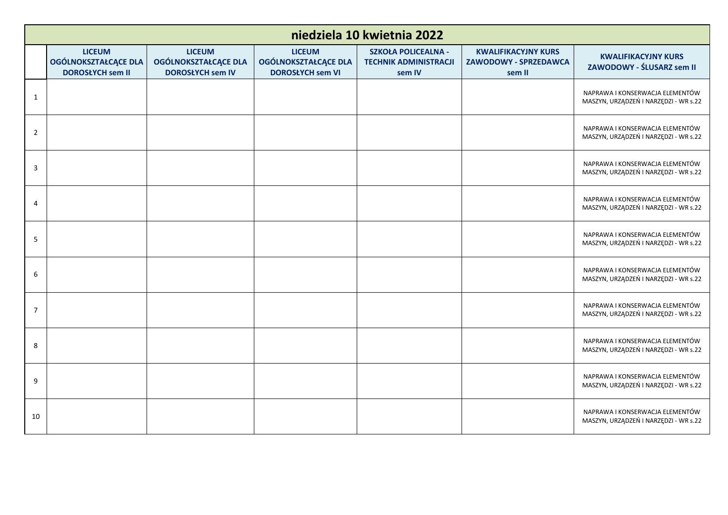| niedziela 10 kwietnia 2022 | | | | | | |
|---|---|---|---|---|---|---|
| | **LICEUM OGÓLNOKSZTAŁCĄCE DLA DOROSŁYCH sem II** | **LICEUM OGÓLNOKSZTAŁCĄCE DLA DOROSŁYCH sem IV** | **LICEUM OGÓLNOKSZTAŁCĄCE DLA DOROSŁYCH sem VI** | **SZKOŁA POLICEALNA - TECHNIK ADMINISTRACJI sem IV** | **KWALIFIKACYJNY KURS ZAWODOWY - SPRZEDAWCA sem II** | **KWALIFIKACYJNY KURS ZAWODOWY - ŚLUSARZ sem II** |
| 1 | | | | | | NAPRAWA I KONSERWACJA ELEMENTÓW MASZYN, URZĄDZEŃ I NARZĘDZI - WR s.22 |
| 2 | | | | | | NAPRAWA I KONSERWACJA ELEMENTÓW MASZYN, URZĄDZEŃ I NARZĘDZI - WR s.22 |
| 3 | | | | | | NAPRAWA I KONSERWACJA ELEMENTÓW MASZYN, URZĄDZEŃ I NARZĘDZI - WR s.22 |
| 4 | | | | | | NAPRAWA I KONSERWACJA ELEMENTÓW MASZYN, URZĄDZEŃ I NARZĘDZI - WR s.22 |
| 5 | | | | | | NAPRAWA I KONSERWACJA ELEMENTÓW MASZYN, URZĄDZEŃ I NARZĘDZI - WR s.22 |
| 6 | | | | | | NAPRAWA I KONSERWACJA ELEMENTÓW MASZYN, URZĄDZEŃ I NARZĘDZI - WR s.22 |
| 7 | | | | | | NAPRAWA I KONSERWACJA ELEMENTÓW MASZYN, URZĄDZEŃ I NARZĘDZI - WR s.22 |
| 8 | | | | | | NAPRAWA I KONSERWACJA ELEMENTÓW MASZYN, URZĄDZEŃ I NARZĘDZI - WR s.22 |
| 9 | | | | | | NAPRAWA I KONSERWACJA ELEMENTÓW MASZYN, URZĄDZEŃ I NARZĘDZI - WR s.22 |
| 10 | | | | | | NAPRAWA I KONSERWACJA ELEMENTÓW MASZYN, URZĄDZEŃ I NARZĘDZI - WR s.22 |